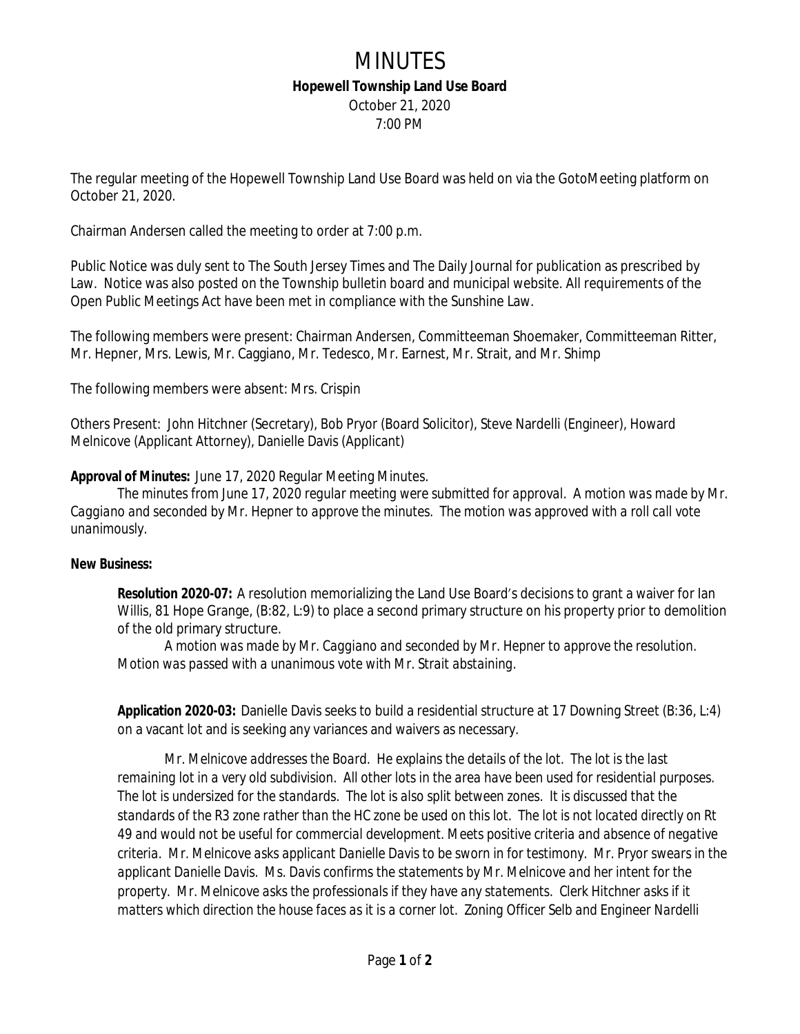# MINUTES

**Hopewell Township Land Use Board**

October 21, 2020

7:00 PM

The regular meeting of the Hopewell Township Land Use Board was held on via the GotoMeeting platform on October 21, 2020.

Chairman Andersen called the meeting to order at 7:00 p.m.

Public Notice was duly sent to The South Jersey Times and The Daily Journal for publication as prescribed by Law. Notice was also posted on the Township bulletin board and municipal website. All requirements of the Open Public Meetings Act have been met in compliance with the Sunshine Law.

The following members were present: Chairman Andersen, Committeeman Shoemaker, Committeeman Ritter, Mr. Hepner, Mrs. Lewis, Mr. Caggiano, Mr. Tedesco, Mr. Earnest, Mr. Strait, and Mr. Shimp

The following members were absent: Mrs. Crispin

Others Present: John Hitchner (Secretary), Bob Pryor (Board Solicitor), Steve Nardelli (Engineer), Howard Melnicove (Applicant Attorney), Danielle Davis (Applicant)

**Approval of Minutes:** June 17, 2020 Regular Meeting Minutes.

*The minutes from June 17, 2020 regular meeting were submitted for approval. A motion was made by Mr. Caggiano and seconded by Mr. Hepner to approve the minutes. The motion was approved with a roll call vote unanimously.*

**New Business:**

**Resolution 2020-07:** A resolution memorializing the Land Use Board's decisions to grant a waiver for Ian Willis, 81 Hope Grange, (B:82, L:9) to place a second primary structure on his property prior to demolition of the old primary structure.

*A motion was made by Mr. Caggiano and seconded by Mr. Hepner to approve the resolution. Motion was passed with a unanimous vote with Mr. Strait abstaining.*

**Application 2020-03:** Danielle Davis seeks to build a residential structure at 17 Downing Street (B:36, L:4) on a vacant lot and is seeking any variances and waivers as necessary.

*Mr. Melnicove addresses the Board. He explains the details of the lot. The lot is the last remaining lot in a very old subdivision. All other lots in the area have been used for residential purposes. The lot is undersized for the standards. The lot is also split between zones. It is discussed that the standards of the R3 zone rather than the HC zone be used on this lot. The lot is not located directly on Rt 49 and would not be useful for commercial development. Meets positive criteria and absence of negative criteria. Mr. Melnicove asks applicant Danielle Davis to be sworn in for testimony. Mr. Pryor swears in the applicant Danielle Davis. Ms. Davis confirms the statements by Mr. Melnicove and her intent for the property. Mr. Melnicove asks the professionals if they have any statements. Clerk Hitchner asks if it matters which direction the house faces as it is a corner lot. Zoning Officer Selb and Engineer Nardelli*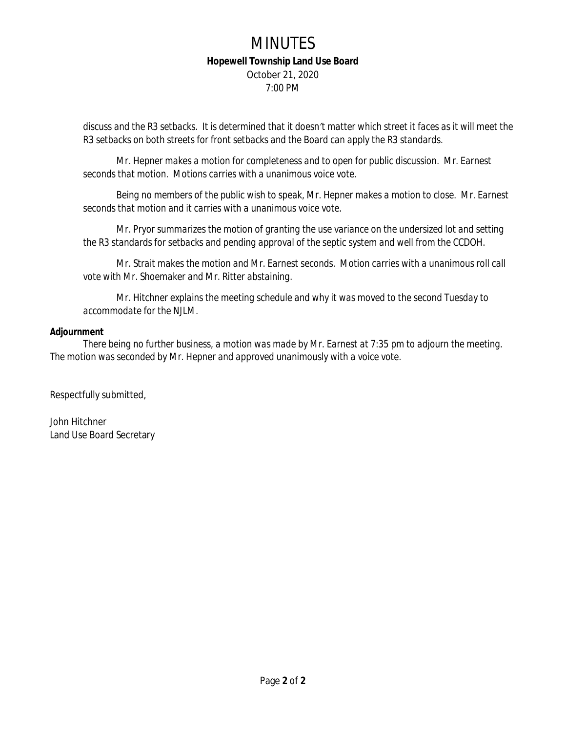# MINUTES

**Hopewell Township Land Use Board**

October 21, 2020

7:00 PM

discuss and the R3 setbacks. It is determined that it doesn't matter which street it faces as it will meet the R3 setbacks on both streets for front setbacks and the Board can apply the R3 standards.

Mr. Hepner makes a motion for completeness and to open for public discussion. Mr. Earnest seconds that motion. Motions carries with a unanimous voice vote.

Being no members of the public wish to speak, Mr. Hepner makes a motion to close. Mr. Earnest seconds that motion and it carries with a unanimous voice vote.

Mr. Pryor summarizes the motion of granting the use variance on the undersized lot and setting the R3 standards for setbacks and pending approval of the septic system and well from the CCDOH.

Mr. Strait makes the motion and Mr. Earnest seconds. Motion carries with a unanimous roll call vote with Mr. Shoemaker and Mr. Ritter abstaining.

Mr. Hitchner explains the meeting schedule and why it was moved to the second Tuesday to accommodate for the NJLM.

**Adjournment**

There being no further business, a motion was made by Mr. Earnest at 7:35 pm to adjourn the meeting. The motion was seconded by Mr. Hepner and approved unanimously with a voice vote.

Respectfully submitted,

John Hitchner
Land Use Board Secretary